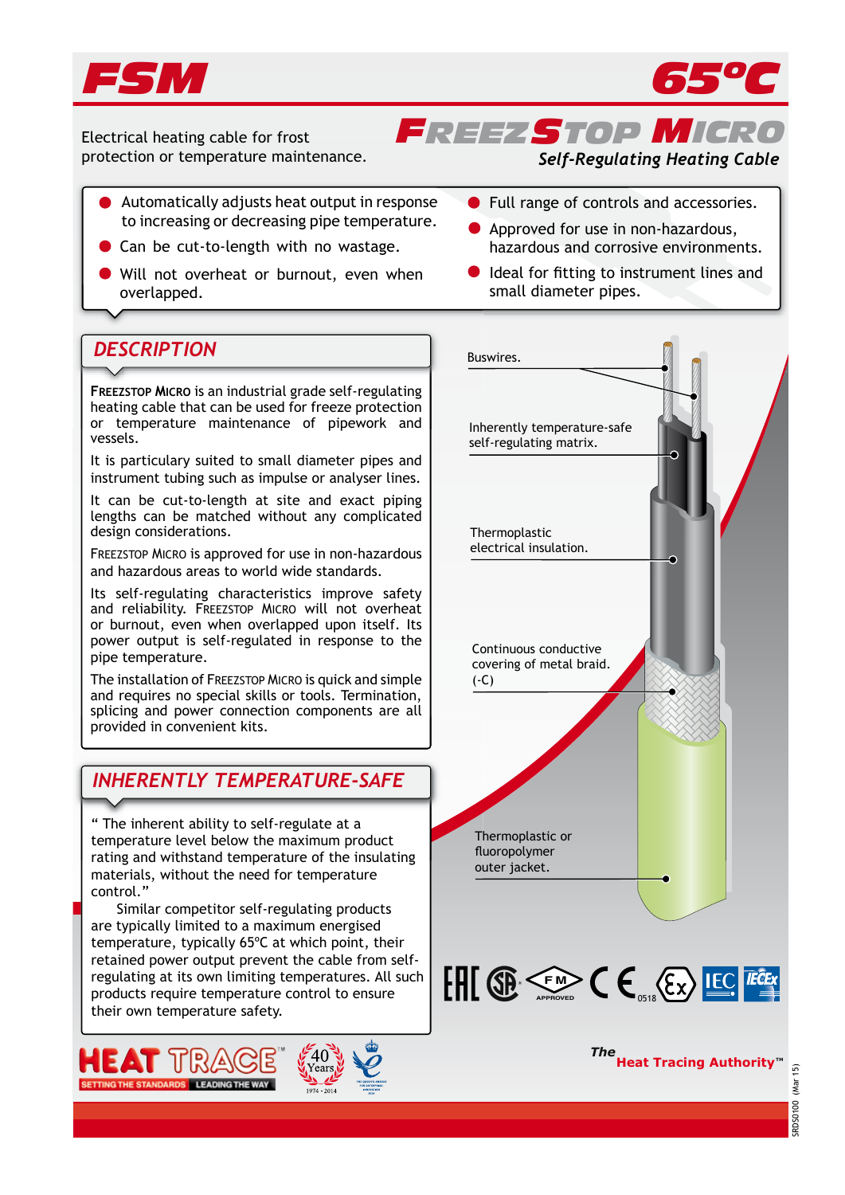# FSM 65°C

Electrical heating cable for frost protection or temperature maintenance.

## FreezStop Micro

*Self-Regulating Heating Cable*

- Automatically adjusts heat output in response to increasing or decreasing pipe temperature.
- Can be cut-to-length with no wastage.
- Will not overheat or burnout, even when overlapped.
- Full range of controls and accessories.
- Approved for use in non-hazardous, hazardous and corrosive environments.
- Ideal for fitting to instrument lines and small diameter pipes.

## DESCRIPTION

FreezStop Micro is an industrial grade self-regulating heating cable that can be used for freeze protection or temperature maintenance of pipework and vessels.

It is particulary suited to small diameter pipes and instrument tubing such as impulse or analyser lines.

It can be cut-to-length at site and exact piping lengths can be matched without any complicated design considerations.

FreezStop Micro is approved for use in non-hazardous and hazardous areas to world wide standards.

Its self-regulating characteristics improve safety and reliability. FreezStop Micro will not overheat or burnout, even when overlapped upon itself. Its power output is self-regulated in response to the pipe temperature.

The installation of FreezStop Micro is quick and simple and requires no special skills or tools. Termination, splicing and power connection components are all provided in convenient kits.

## INHERENTLY TEMPERATURE-SAFE

" The inherent ability to self-regulate at a temperature level below the maximum product rating and withstand temperature of the insulating materials, without the need for temperature control."

Similar competitor self-regulating products are typically limited to a maximum energised temperature, typically 65°C at which point, their retained power output prevent the cable from self-regulating at its own limiting temperatures. All such products require temperature control to ensure their own temperature safety.

Buswires.

Inherently temperature-safe self-regulating matrix.

Thermoplastic electrical insulation.

Continuous conductive covering of metal braid. (-C)

Thermoplastic or fluoropolymer outer jacket.

The Heat Tracing Authority™

SRDS0100 (Mar 15)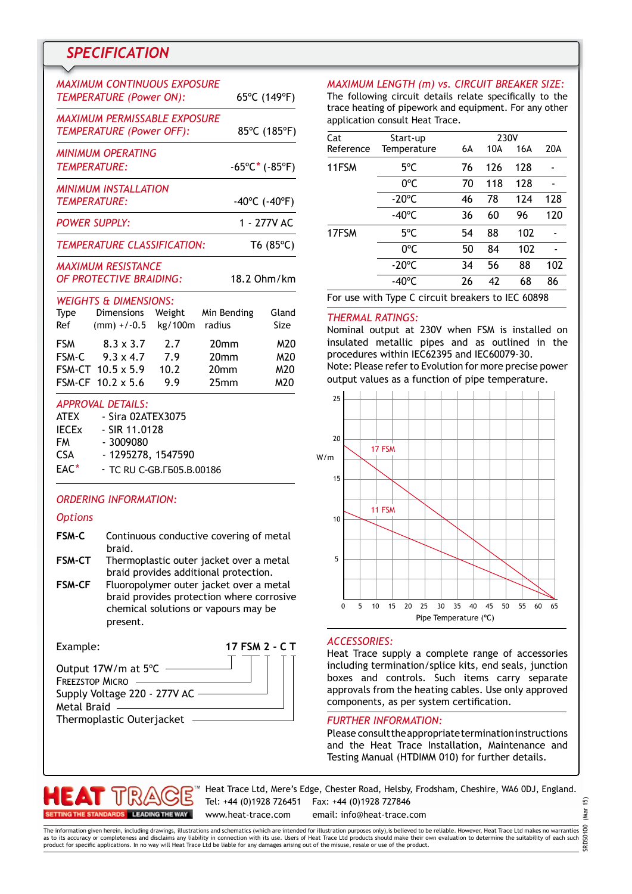## SPECIFICATION

| | |
|---|---|
| *MAXIMUM CONTINUOUS EXPOSURE TEMPERATURE (Power ON):* | 65°C (149°F) |
| *MAXIMUM PERMISSABLE EXPOSURE TEMPERATURE (Power OFF):* | 85°C (185°F) |
| *MINIMUM OPERATING TEMPERATURE:* | -65°C* (-85°F) |
| *MINIMUM INSTALLATION TEMPERATURE:* | -40°C (-40°F) |
| *POWER SUPPLY:* | 1 - 277V AC |
| *TEMPERATURE CLASSIFICATION:* | T6 (85°C) |
| *MAXIMUM RESISTANCE OF PROTECTIVE BRAIDING:* | 18.2 Ohm/km |

### *WEIGHTS & DIMENSIONS:*

| Type Ref | Dimensions (mm) +/-0.5 | Weight kg/100m | Min Bending radius | Gland Size |
|---|---|---|---|---|
| FSM | 8.3 x 3.7 | 2.7 | 20mm | M20 |
| FSM-C | 9.3 x 4.7 | 7.9 | 20mm | M20 |
| FSM-CT | 10.5 x 5.9 | 10.2 | 20mm | M20 |
| FSM-CF | 10.2 x 5.6 | 9.9 | 25mm | M20 |

### *APPROVAL DETAILS:*

ATEX - Sira 02ATEX3075
IECEx - SIR 11.0128
FM - 3009080
CSA - 1295278, 1547590
EAC* - TC RU C-GB.ГБ05.B.00186

### *ORDERING INFORMATION:*

*Options*

**FSM-C** Continuous conductive covering of metal braid.

**FSM-CT** Thermoplastic outer jacket over a metal braid provides additional protection.

**FSM-CF** Fluoropolymer outer jacket over a metal braid provides protection where corrosive chemical solutions or vapours may be present.

Example: **17 FSM 2 - C T**

Output 17W/m at 5°C
FREEZSTOP MICRO
Supply Voltage 220 - 277V AC
Metal Braid
Thermoplastic Outerjacket

### *MAXIMUM LENGTH (m) vs. CIRCUIT BREAKER SIZE:*

The following circuit details relate specifically to the trace heating of pipework and equipment. For any other application consult Heat Trace.

| Cat Reference | Start-up Temperature | 230V 6A | 10A | 16A | 20A |
|---|---|---|---|---|---|
| 11FSM | 5°C | 76 | 126 | 128 | - |
| | 0°C | 70 | 118 | 128 | - |
| | -20°C | 46 | 78 | 124 | 128 |
| | -40°C | 36 | 60 | 96 | 120 |
| 17FSM | 5°C | 54 | 88 | 102 | - |
| | 0°C | 50 | 84 | 102 | - |
| | -20°C | 34 | 56 | 88 | 102 |
| | -40°C | 26 | 42 | 68 | 86 |

For use with Type C circuit breakers to IEC 60898

### *THERMAL RATINGS:*

Nominal output at 230V when FSM is installed on insulated metallic pipes and as outlined in the procedures within IEC62395 and IEC60079-30.
Note: Please refer to Evolution for more precise power output values as a function of pipe temperature.

W/m
25
20
15
10
5
17 FSM
11 FSM
0 5 10 15 20 25 30 35 40 45 50 55 60 65
Pipe Temperature (°C)

### *ACCESSORIES:*

Heat Trace supply a complete range of accessories including termination/splice kits, end seals, junction boxes and controls. Such items carry separate approvals from the heating cables. Use only approved components, as per system certification.

### *FURTHER INFORMATION:*

Please consult the appropriate termination instructions and the Heat Trace Installation, Maintenance and Testing Manual (HTDIMM 010) for further details.

HEAT TRACE™ SETTING THE STANDARDS LEADING THE WAY

Heat Trace Ltd, Mere's Edge, Chester Road, Helsby, Frodsham, Cheshire, WA6 0DJ, England.
Tel: +44 (0)1928 726451 Fax: +44 (0)1928 727846
www.heat-trace.com email: info@heat-trace.com

The information given herein, including drawings, illustrations and schematics (which are intended for illustration purposes only),is believed to be reliable. However, Heat Trace Ltd makes no warranties as to its accuracy or completeness and disclaims any liability in connection with its use. Users of Heat Trace Ltd products should make their own evaluation to determine the suitability of each such product for specific applications. In no way will Heat Trace Ltd be liable for any damages arising out of the misuse, resale or use of the product.

SRDS0100 (Mar 15)